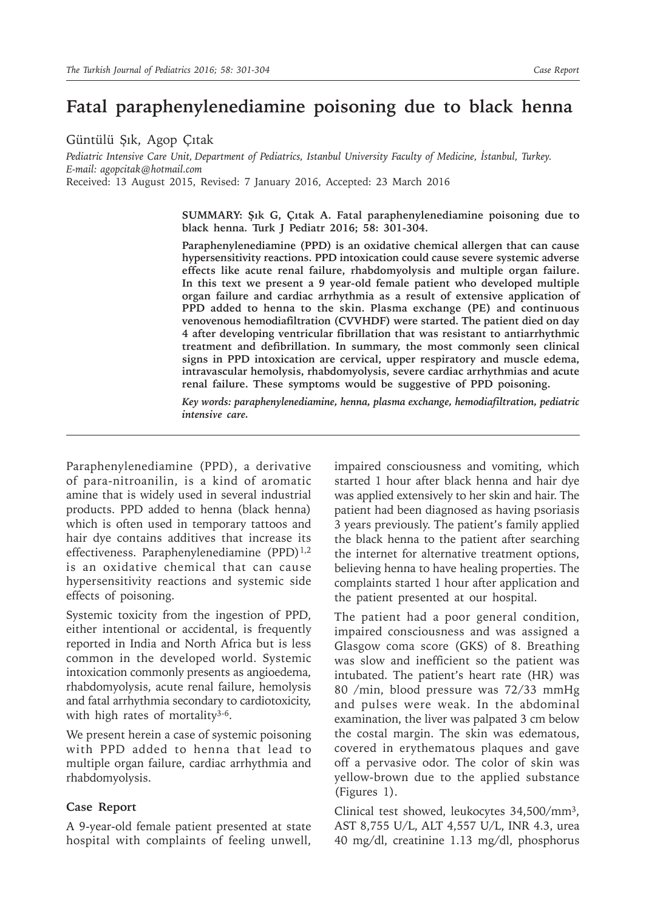# Fatal paraphenylenediamine poisoning due to black henna

Güntülü Şık, Agop Çıtak

*Pediatric Intensive Care Unit, Department of Pediatrics, Istanbul University Faculty of Medicine, İstanbul, Turkey. E-mail: agopcitak@hotmail.com*

Received: 13 August 2015, Revised: 7 January 2016, Accepted: 23 March 2016

**SUMMARY: Şık G, Çıtak A. Fatal paraphenylenediamine poisoning due to black henna. Turk J Pediatr 2016; 58: 301-304.**

**Paraphenylenediamine (PPD) is an oxidative chemical allergen that can cause hypersensitivity reactions. PPD intoxication could cause severe systemic adverse effects like acute renal failure, rhabdomyolysis and multiple organ failure. In this text we present a 9 year-old female patient who developed multiple organ failure and cardiac arrhythmia as a result of extensive application of PPD added to henna to the skin. Plasma exchange (PE) and continuous venovenous hemodiafiltration (CVVHDF) were started. The patient died on day 4 after developing ventricular fibrillation that was resistant to antiarrhythmic treatment and defibrillation. In summary, the most commonly seen clinical signs in PPD intoxication are cervical, upper respiratory and muscle edema, intravascular hemolysis, rhabdomyolysis, severe cardiac arrhythmias and acute renal failure. These symptoms would be suggestive of PPD poisoning.**

***Key words:*** *paraphenylenediamine, henna, plasma exchange, hemodiafiltration, pediatric intensive care.*

---

Paraphenylenediamine (PPD), a derivative of para-nitroanilin, is a kind of aromatic amine that is widely used in several industrial products. PPD added to henna (black henna) which is often used in temporary tattoos and hair dye contains additives that increase its effectiveness. Paraphenylenediamine (PPD)[1,2] is an oxidative chemical that can cause hypersensitivity reactions and systemic side effects of poisoning.

Systemic toxicity from the ingestion of PPD, either intentional or accidental, is frequently reported in India and North Africa but is less common in the developed world. Systemic intoxication commonly presents as angioedema, rhabdomyolysis, acute renal failure, hemolysis and fatal arrhythmia secondary to cardiotoxicity, with high rates of mortality[3-6].

We present herein a case of systemic poisoning with PPD added to henna that lead to multiple organ failure, cardiac arrhythmia and rhabdomyolysis.

## Case Report

A 9-year-old female patient presented at state hospital with complaints of feeling unwell, impaired consciousness and vomiting, which started 1 hour after black henna and hair dye was applied extensively to her skin and hair. The patient had been diagnosed as having psoriasis 3 years previously. The patient's family applied the black henna to the patient after searching the internet for alternative treatment options, believing henna to have healing properties. The complaints started 1 hour after application and the patient presented at our hospital.

The patient had a poor general condition, impaired consciousness and was assigned a Glasgow coma score (GKS) of 8. Breathing was slow and inefficient so the patient was intubated. The patient's heart rate (HR) was 80 /min, blood pressure was 72/33 mmHg and pulses were weak. In the abdominal examination, the liver was palpated 3 cm below the costal margin. The skin was edematous, covered in erythematous plaques and gave off a pervasive odor. The color of skin was yellow-brown due to the applied substance (Figures 1).

Clinical test showed, leukocytes 34,500/mm$^3$, AST 8,755 U/L, ALT 4,557 U/L, INR 4.3, urea 40 mg/dl, creatinine 1.13 mg/dl, phosphorus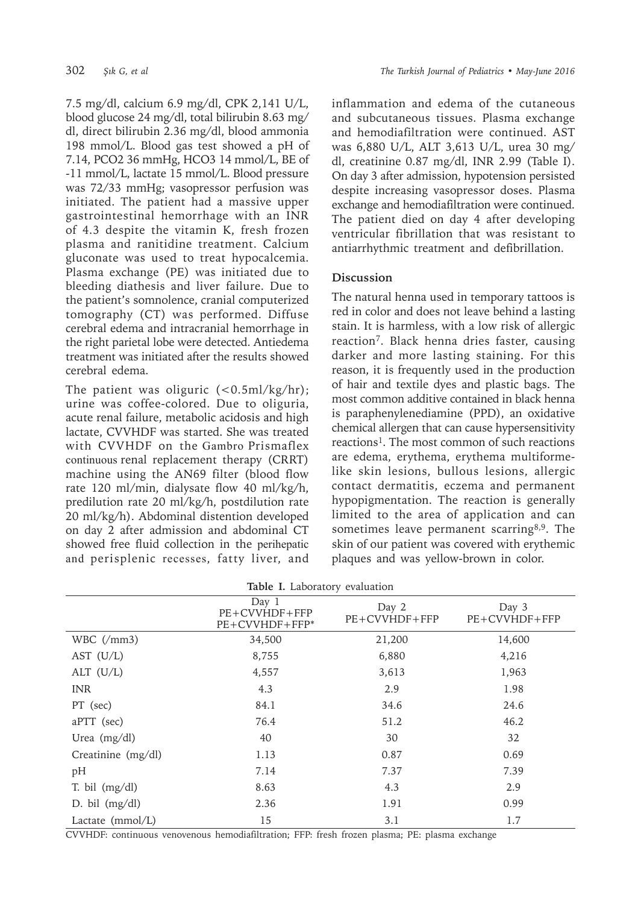7.5 mg/dl, calcium 6.9 mg/dl, CPK 2,141 U/L, blood glucose 24 mg/dl, total bilirubin 8.63 mg/dl, direct bilirubin 2.36 mg/dl, blood ammonia 198 mmol/L. Blood gas test showed a pH of 7.14, PCO2 36 mmHg, HCO3 14 mmol/L, BE of -11 mmol/L, lactate 15 mmol/L. Blood pressure was 72/33 mmHg; vasopressor perfusion was initiated. The patient had a massive upper gastrointestinal hemorrhage with an INR of 4.3 despite the vitamin K, fresh frozen plasma and ranitidine treatment. Calcium gluconate was used to treat hypocalcemia. Plasma exchange (PE) was initiated due to bleeding diathesis and liver failure. Due to the patient's somnolence, cranial computerized tomography (CT) was performed. Diffuse cerebral edema and intracranial hemorrhage in the right parietal lobe were detected. Antiedema treatment was initiated after the results showed cerebral edema.

The patient was oliguric (<0.5ml/kg/hr); urine was coffee-colored. Due to oliguria, acute renal failure, metabolic acidosis and high lactate, CVVHDF was started. She was treated with CVVHDF on the Gambro Prismaflex continuous renal replacement therapy (CRRT) machine using the AN69 filter (blood flow rate 120 ml/min, dialysate flow 40 ml/kg/h, predilution rate 20 ml/kg/h, postdilution rate 20 ml/kg/h). Abdominal distention developed on day 2 after admission and abdominal CT showed free fluid collection in the perihepatic and perisplenic recesses, fatty liver, and inflammation and edema of the cutaneous and subcutaneous tissues. Plasma exchange and hemodiafiltration were continued. AST was 6,880 U/L, ALT 3,613 U/L, urea 30 mg/dl, creatinine 0.87 mg/dl, INR 2.99 (Table I). On day 3 after admission, hypotension persisted despite increasing vasopressor doses. Plasma exchange and hemodiafiltration were continued. The patient died on day 4 after developing ventricular fibrillation that was resistant to antiarrhythmic treatment and defibrillation.

## Discussion

The natural henna used in temporary tattoos is red in color and does not leave behind a lasting stain. It is harmless, with a low risk of allergic reaction[7]. Black henna dries faster, causing darker and more lasting staining. For this reason, it is frequently used in the production of hair and textile dyes and plastic bags. The most common additive contained in black henna is paraphenylenediamine (PPD), an oxidative chemical allergen that can cause hypersensitivity reactions[1]. The most common of such reactions are edema, erythema, erythema multiforme-like skin lesions, bullous lesions, allergic contact dermatitis, eczema and permanent hypopigmentation. The reaction is generally limited to the area of application and can sometimes leave permanent scarring[8,9]. The skin of our patient was covered with erythemic plaques and was yellow-brown in color.

**Table I.** Laboratory evaluation

| | Day 1 PE+CVVHDF+FFP PE+CVVHDF+FFP* | Day 2 PE+CVVHDF+FFP | Day 3 PE+CVVHDF+FFP |
|---|---|---|---|
| WBC (/mm3) | 34,500 | 21,200 | 14,600 |
| AST (U/L) | 8,755 | 6,880 | 4,216 |
| ALT (U/L) | 4,557 | 3,613 | 1,963 |
| INR | 4.3 | 2.9 | 1.98 |
| PT (sec) | 84.1 | 34.6 | 24.6 |
| aPTT (sec) | 76.4 | 51.2 | 46.2 |
| Urea (mg/dl) | 40 | 30 | 32 |
| Creatinine (mg/dl) | 1.13 | 0.87 | 0.69 |
| pH | 7.14 | 7.37 | 7.39 |
| T. bil (mg/dl) | 8.63 | 4.3 | 2.9 |
| D. bil (mg/dl) | 2.36 | 1.91 | 0.99 |
| Lactate (mmol/L) | 15 | 3.1 | 1.7 |

CVVHDF: continuous venovenous hemodiafiltration; FFP: fresh frozen plasma; PE: plasma exchange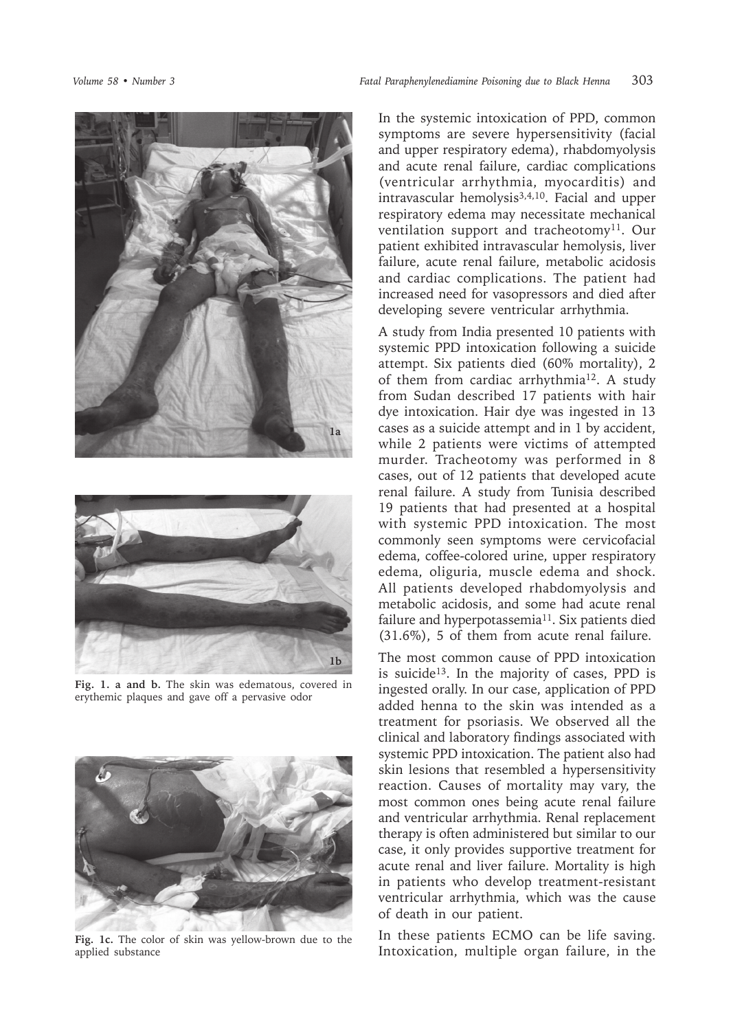Fig. 1. a and b. The skin was edematous, covered in erythemic plaques and gave off a pervasive odor

Fig. 1c. The color of skin was yellow-brown due to the applied substance

In the systemic intoxication of PPD, common symptoms are severe hypersensitivity (facial and upper respiratory edema), rhabdomyolysis and acute renal failure, cardiac complications (ventricular arrhythmia, myocarditis) and intravascular hemolysis[3,4,10]. Facial and upper respiratory edema may necessitate mechanical ventilation support and tracheotomy[11]. Our patient exhibited intravascular hemolysis, liver failure, acute renal failure, metabolic acidosis and cardiac complications. The patient had increased need for vasopressors and died after developing severe ventricular arrhythmia.

A study from India presented 10 patients with systemic PPD intoxication following a suicide attempt. Six patients died (60% mortality), 2 of them from cardiac arrhythmia[12]. A study from Sudan described 17 patients with hair dye intoxication. Hair dye was ingested in 13 cases as a suicide attempt and in 1 by accident, while 2 patients were victims of attempted murder. Tracheotomy was performed in 8 cases, out of 12 patients that developed acute renal failure. A study from Tunisia described 19 patients that had presented at a hospital with systemic PPD intoxication. The most commonly seen symptoms were cervicofacial edema, coffee-colored urine, upper respiratory edema, oliguria, muscle edema and shock. All patients developed rhabdomyolysis and metabolic acidosis, and some had acute renal failure and hyperpotassemia[11]. Six patients died (31.6%), 5 of them from acute renal failure.

The most common cause of PPD intoxication is suicide[13]. In the majority of cases, PPD is ingested orally. In our case, application of PPD added henna to the skin was intended as a treatment for psoriasis. We observed all the clinical and laboratory findings associated with systemic PPD intoxication. The patient also had skin lesions that resembled a hypersensitivity reaction. Causes of mortality may vary, the most common ones being acute renal failure and ventricular arrhythmia. Renal replacement therapy is often administered but similar to our case, it only provides supportive treatment for acute renal and liver failure. Mortality is high in patients who develop treatment-resistant ventricular arrhythmia, which was the cause of death in our patient.

In these patients ECMO can be life saving. Intoxication, multiple organ failure, in the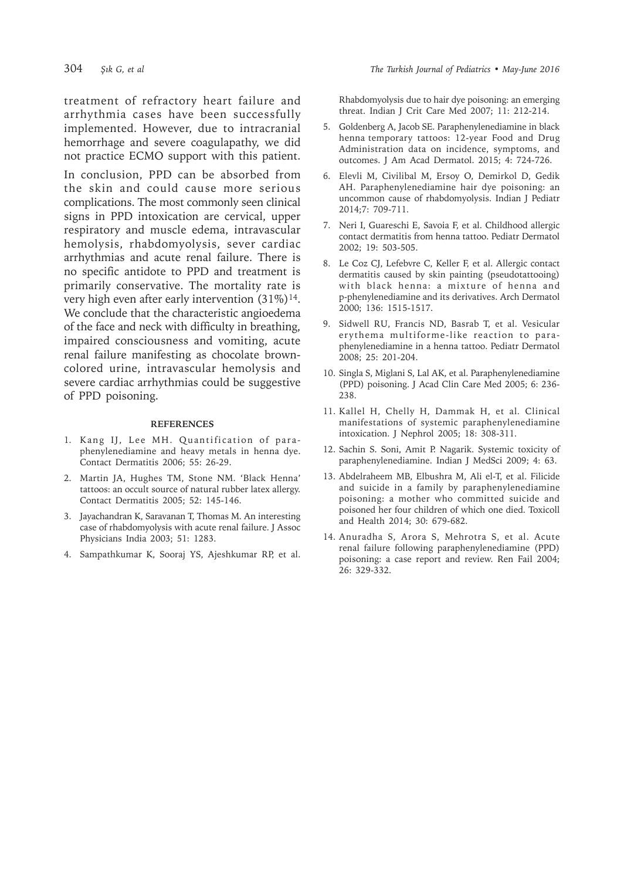treatment of refractory heart failure and arrhythmia cases have been successfully implemented. However, due to intracranial hemorrhage and severe coagulapathy, we did not practice ECMO support with this patient.

In conclusion, PPD can be absorbed from the skin and could cause more serious complications. The most commonly seen clinical signs in PPD intoxication are cervical, upper respiratory and muscle edema, intravascular hemolysis, rhabdomyolysis, sever cardiac arrhythmias and acute renal failure. There is no specific antidote to PPD and treatment is primarily conservative. The mortality rate is very high even after early intervention (31%)[14]. We conclude that the characteristic angioedema of the face and neck with difficulty in breathing, impaired consciousness and vomiting, acute renal failure manifesting as chocolate brown-colored urine, intravascular hemolysis and severe cardiac arrhythmias could be suggestive of PPD poisoning.

## REFERENCES

1. Kang IJ, Lee MH. Quantification of para-phenylenediamine and heavy metals in henna dye. Contact Dermatitis 2006; 55: 26-29.
2. Martin JA, Hughes TM, Stone NM. 'Black Henna' tattoos: an occult source of natural rubber latex allergy. Contact Dermatitis 2005; 52: 145-146.
3. Jayachandran K, Saravanan T, Thomas M. An interesting case of rhabdomyolysis with acute renal failure. J Assoc Physicians India 2003; 51: 1283.
4. Sampathkumar K, Sooraj YS, Ajeshkumar RP, et al. Rhabdomyolysis due to hair dye poisoning: an emerging threat. Indian J Crit Care Med 2007; 11: 212-214.
5. Goldenberg A, Jacob SE. Paraphenylenediamine in black henna temporary tattoos: 12-year Food and Drug Administration data on incidence, symptoms, and outcomes. J Am Acad Dermatol. 2015; 4: 724-726.
6. Elevli M, Civilibal M, Ersoy O, Demirkol D, Gedik AH. Paraphenylenediamine hair dye poisoning: an uncommon cause of rhabdomyolysis. Indian J Pediatr 2014;7: 709-711.
7. Neri I, Guareschi E, Savoia F, et al. Childhood allergic contact dermatitis from henna tattoo. Pediatr Dermatol 2002; 19: 503-505.
8. Le Coz CJ, Lefebvre C, Keller F, et al. Allergic contact dermatitis caused by skin painting (pseudotattooing) with black henna: a mixture of henna and p-phenylenediamine and its derivatives. Arch Dermatol 2000; 136: 1515-1517.
9. Sidwell RU, Francis ND, Basrab T, et al. Vesicular erythema multiforme-like reaction to para-phenylenediamine in a henna tattoo. Pediatr Dermatol 2008; 25: 201-204.
10. Singla S, Miglani S, Lal AK, et al. Paraphenylenediamine (PPD) poisoning. J Acad Clin Care Med 2005; 6: 236-238.
11. Kallel H, Chelly H, Dammak H, et al. Clinical manifestations of systemic paraphenylenediamine intoxication. J Nephrol 2005; 18: 308-311.
12. Sachin S. Soni, Amit P. Nagarik. Systemic toxicity of paraphenylenediamine. Indian J MedSci 2009; 4: 63.
13. Abdelraheem MB, Elbushra M, Ali el-T, et al. Filicide and suicide in a family by paraphenylenediamine poisoning: a mother who committed suicide and poisoned her four children of which one died. Toxicoll and Health 2014; 30: 679-682.
14. Anuradha S, Arora S, Mehrotra S, et al. Acute renal failure following paraphenylenediamine (PPD) poisoning: a case report and review. Ren Fail 2004; 26: 329-332.